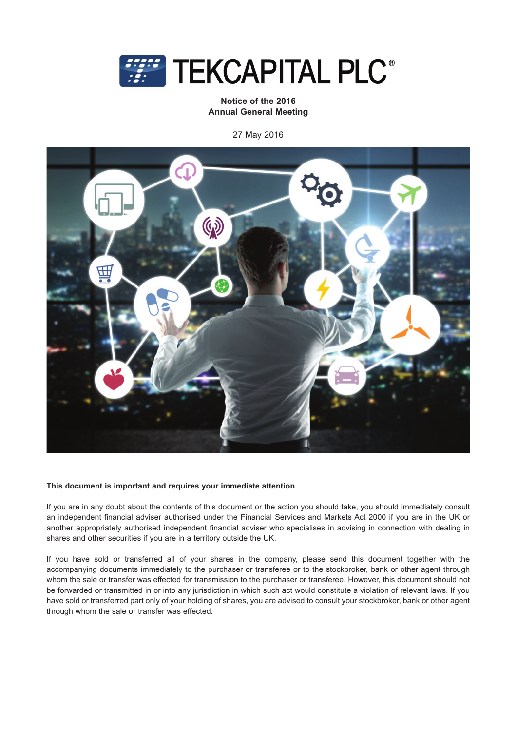# TEKCAPITAL PLC®

## Notice of the 2016 Annual General Meeting

27 May 2016

**This document is important and requires your immediate attention**

If you are in any doubt about the contents of this document or the action you should take, you should immediately consult an independent financial adviser authorised under the Financial Services and Markets Act 2000 if you are in the UK or another appropriately authorised independent financial adviser who specialises in advising in connection with dealing in shares and other securities if you are in a territory outside the UK.

If you have sold or transferred all of your shares in the company, please send this document together with the accompanying documents immediately to the purchaser or transferee or to the stockbroker, bank or other agent through whom the sale or transfer was effected for transmission to the purchaser or transferee. However, this document should not be forwarded or transmitted in or into any jurisdiction in which such act would constitute a violation of relevant laws. If you have sold or transferred part only of your holding of shares, you are advised to consult your stockbroker, bank or other agent through whom the sale or transfer was effected.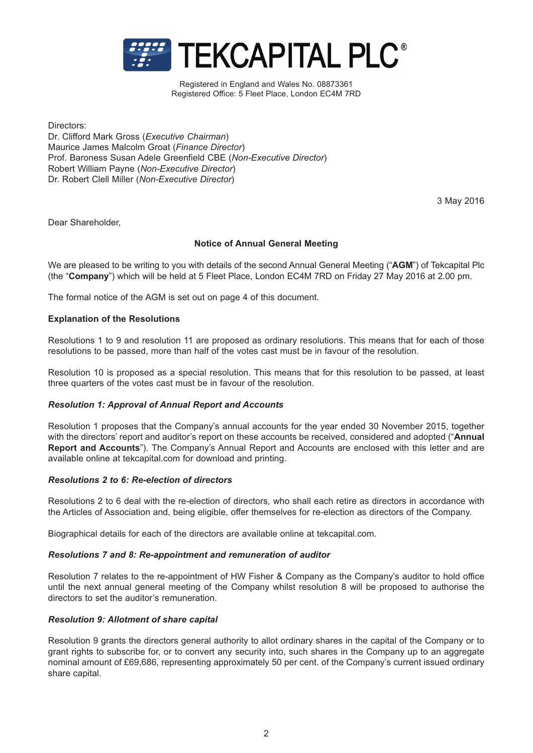# TEKCAPITAL PLC®

Registered in England and Wales No. 08873361
Registered Office: 5 Fleet Place, London EC4M 7RD

Directors:
Dr. Clifford Mark Gross (*Executive Chairman*)
Maurice James Malcolm Groat (*Finance Director*)
Prof. Baroness Susan Adele Greenfield CBE (*Non-Executive Director*)
Robert William Payne (*Non-Executive Director*)
Dr. Robert Clell Miller (*Non-Executive Director*)

3 May 2016

Dear Shareholder,

**Notice of Annual General Meeting**

We are pleased to be writing to you with details of the second Annual General Meeting ("**AGM**") of Tekcapital Plc (the "**Company**") which will be held at 5 Fleet Place, London EC4M 7RD on Friday 27 May 2016 at 2.00 pm.

The formal notice of the AGM is set out on page 4 of this document.

**Explanation of the Resolutions**

Resolutions 1 to 9 and resolution 11 are proposed as ordinary resolutions. This means that for each of those resolutions to be passed, more than half of the votes cast must be in favour of the resolution.

Resolution 10 is proposed as a special resolution. This means that for this resolution to be passed, at least three quarters of the votes cast must be in favour of the resolution.

***Resolution 1: Approval of Annual Report and Accounts***

Resolution 1 proposes that the Company's annual accounts for the year ended 30 November 2015, together with the directors' report and auditor's report on these accounts be received, considered and adopted ("**Annual Report and Accounts**"). The Company's Annual Report and Accounts are enclosed with this letter and are available online at tekcapital.com for download and printing.

***Resolutions 2 to 6: Re-election of directors***

Resolutions 2 to 6 deal with the re-election of directors, who shall each retire as directors in accordance with the Articles of Association and, being eligible, offer themselves for re-election as directors of the Company.

Biographical details for each of the directors are available online at tekcapital.com.

***Resolutions 7 and 8: Re-appointment and remuneration of auditor***

Resolution 7 relates to the re-appointment of HW Fisher & Company as the Company's auditor to hold office until the next annual general meeting of the Company whilst resolution 8 will be proposed to authorise the directors to set the auditor's remuneration.

***Resolution 9: Allotment of share capital***

Resolution 9 grants the directors general authority to allot ordinary shares in the capital of the Company or to grant rights to subscribe for, or to convert any security into, such shares in the Company up to an aggregate nominal amount of £69,686, representing approximately 50 per cent. of the Company's current issued ordinary share capital.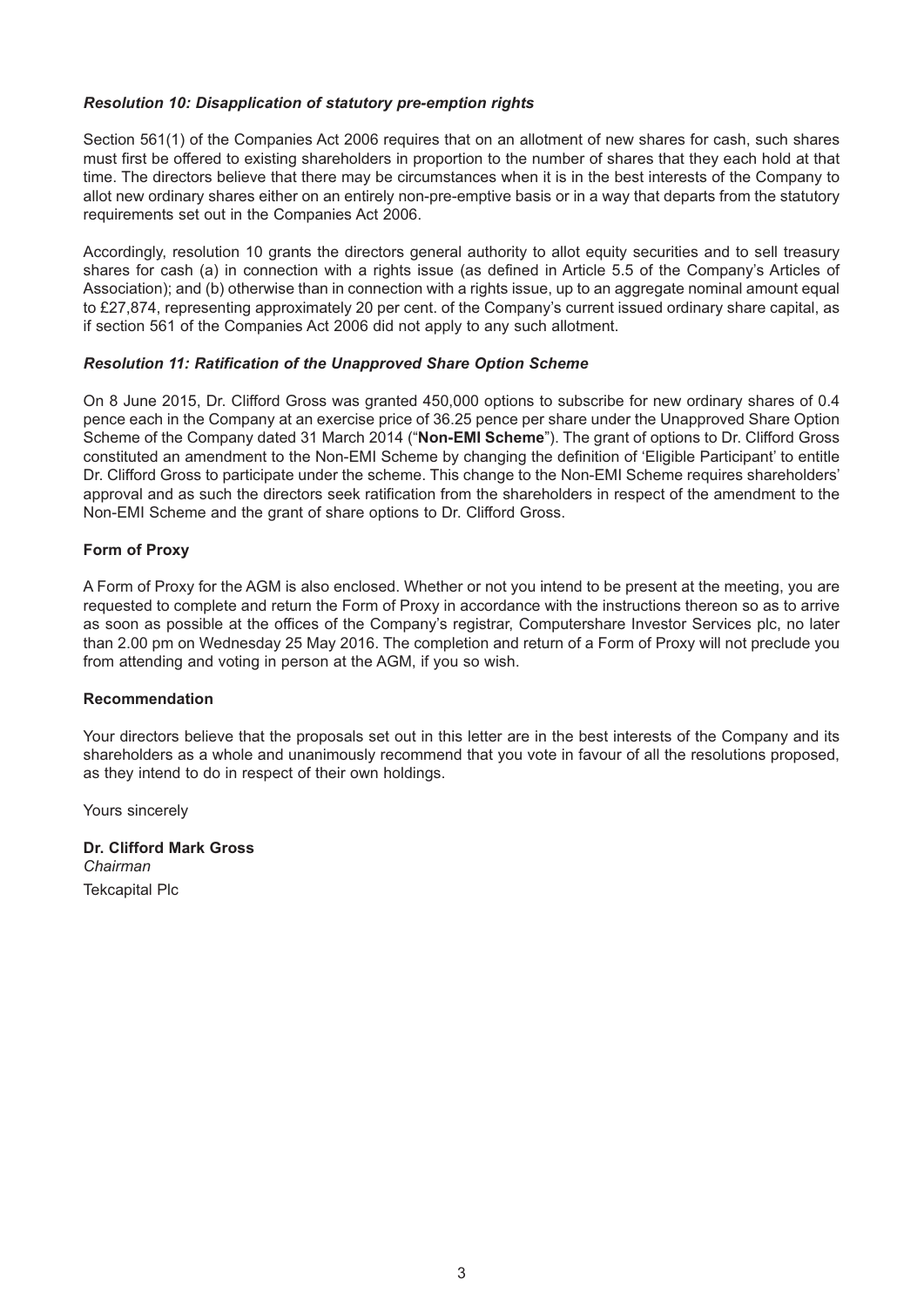### *Resolution 10: Disapplication of statutory pre-emption rights*

Section 561(1) of the Companies Act 2006 requires that on an allotment of new shares for cash, such shares must first be offered to existing shareholders in proportion to the number of shares that they each hold at that time. The directors believe that there may be circumstances when it is in the best interests of the Company to allot new ordinary shares either on an entirely non-pre-emptive basis or in a way that departs from the statutory requirements set out in the Companies Act 2006.

Accordingly, resolution 10 grants the directors general authority to allot equity securities and to sell treasury shares for cash (a) in connection with a rights issue (as defined in Article 5.5 of the Company's Articles of Association); and (b) otherwise than in connection with a rights issue, up to an aggregate nominal amount equal to £27,874, representing approximately 20 per cent. of the Company's current issued ordinary share capital, as if section 561 of the Companies Act 2006 did not apply to any such allotment.

### *Resolution 11: Ratification of the Unapproved Share Option Scheme*

On 8 June 2015, Dr. Clifford Gross was granted 450,000 options to subscribe for new ordinary shares of 0.4 pence each in the Company at an exercise price of 36.25 pence per share under the Unapproved Share Option Scheme of the Company dated 31 March 2014 ("**Non-EMI Scheme**"). The grant of options to Dr. Clifford Gross constituted an amendment to the Non-EMI Scheme by changing the definition of 'Eligible Participant' to entitle Dr. Clifford Gross to participate under the scheme. This change to the Non-EMI Scheme requires shareholders' approval and as such the directors seek ratification from the shareholders in respect of the amendment to the Non-EMI Scheme and the grant of share options to Dr. Clifford Gross.

### Form of Proxy

A Form of Proxy for the AGM is also enclosed. Whether or not you intend to be present at the meeting, you are requested to complete and return the Form of Proxy in accordance with the instructions thereon so as to arrive as soon as possible at the offices of the Company's registrar, Computershare Investor Services plc, no later than 2.00 pm on Wednesday 25 May 2016. The completion and return of a Form of Proxy will not preclude you from attending and voting in person at the AGM, if you so wish.

### Recommendation

Your directors believe that the proposals set out in this letter are in the best interests of the Company and its shareholders as a whole and unanimously recommend that you vote in favour of all the resolutions proposed, as they intend to do in respect of their own holdings.

Yours sincerely

**Dr. Clifford Mark Gross**
*Chairman*
Tekcapital Plc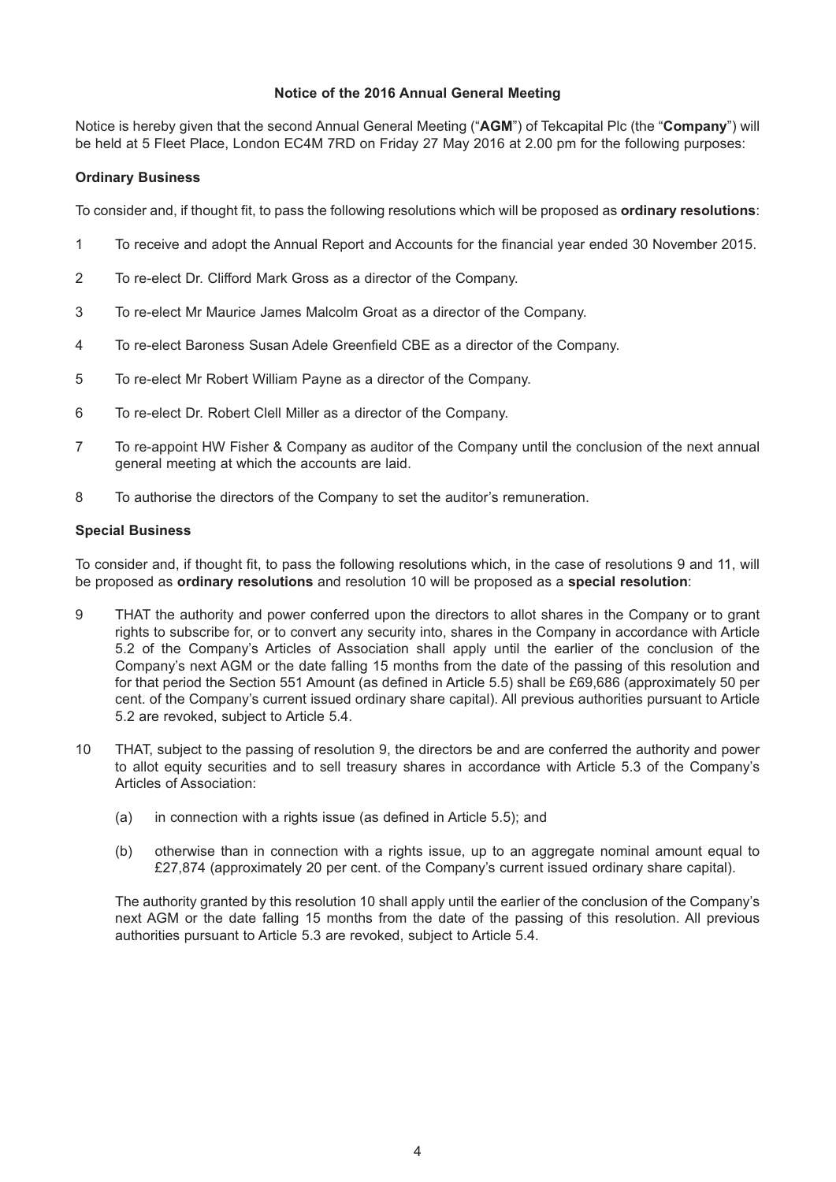## Notice of the 2016 Annual General Meeting

Notice is hereby given that the second Annual General Meeting ("**AGM**") of Tekcapital Plc (the "**Company**") will be held at 5 Fleet Place, London EC4M 7RD on Friday 27 May 2016 at 2.00 pm for the following purposes:

### Ordinary Business

To consider and, if thought fit, to pass the following resolutions which will be proposed as **ordinary resolutions**:

1. To receive and adopt the Annual Report and Accounts for the financial year ended 30 November 2015.
2. To re-elect Dr. Clifford Mark Gross as a director of the Company.
3. To re-elect Mr Maurice James Malcolm Groat as a director of the Company.
4. To re-elect Baroness Susan Adele Greenfield CBE as a director of the Company.
5. To re-elect Mr Robert William Payne as a director of the Company.
6. To re-elect Dr. Robert Clell Miller as a director of the Company.
7. To re-appoint HW Fisher & Company as auditor of the Company until the conclusion of the next annual general meeting at which the accounts are laid.
8. To authorise the directors of the Company to set the auditor's remuneration.

### Special Business

To consider and, if thought fit, to pass the following resolutions which, in the case of resolutions 9 and 11, will be proposed as **ordinary resolutions** and resolution 10 will be proposed as a **special resolution**:

9. THAT the authority and power conferred upon the directors to allot shares in the Company or to grant rights to subscribe for, or to convert any security into, shares in the Company in accordance with Article 5.2 of the Company's Articles of Association shall apply until the earlier of the conclusion of the Company's next AGM or the date falling 15 months from the date of the passing of this resolution and for that period the Section 551 Amount (as defined in Article 5.5) shall be £69,686 (approximately 50 per cent. of the Company's current issued ordinary share capital). All previous authorities pursuant to Article 5.2 are revoked, subject to Article 5.4.
10. THAT, subject to the passing of resolution 9, the directors be and are conferred the authority and power to allot equity securities and to sell treasury shares in accordance with Article 5.3 of the Company's Articles of Association:

    (a) in connection with a rights issue (as defined in Article 5.5); and

    (b) otherwise than in connection with a rights issue, up to an aggregate nominal amount equal to £27,874 (approximately 20 per cent. of the Company's current issued ordinary share capital).

    The authority granted by this resolution 10 shall apply until the earlier of the conclusion of the Company's next AGM or the date falling 15 months from the date of the passing of this resolution. All previous authorities pursuant to Article 5.3 are revoked, subject to Article 5.4.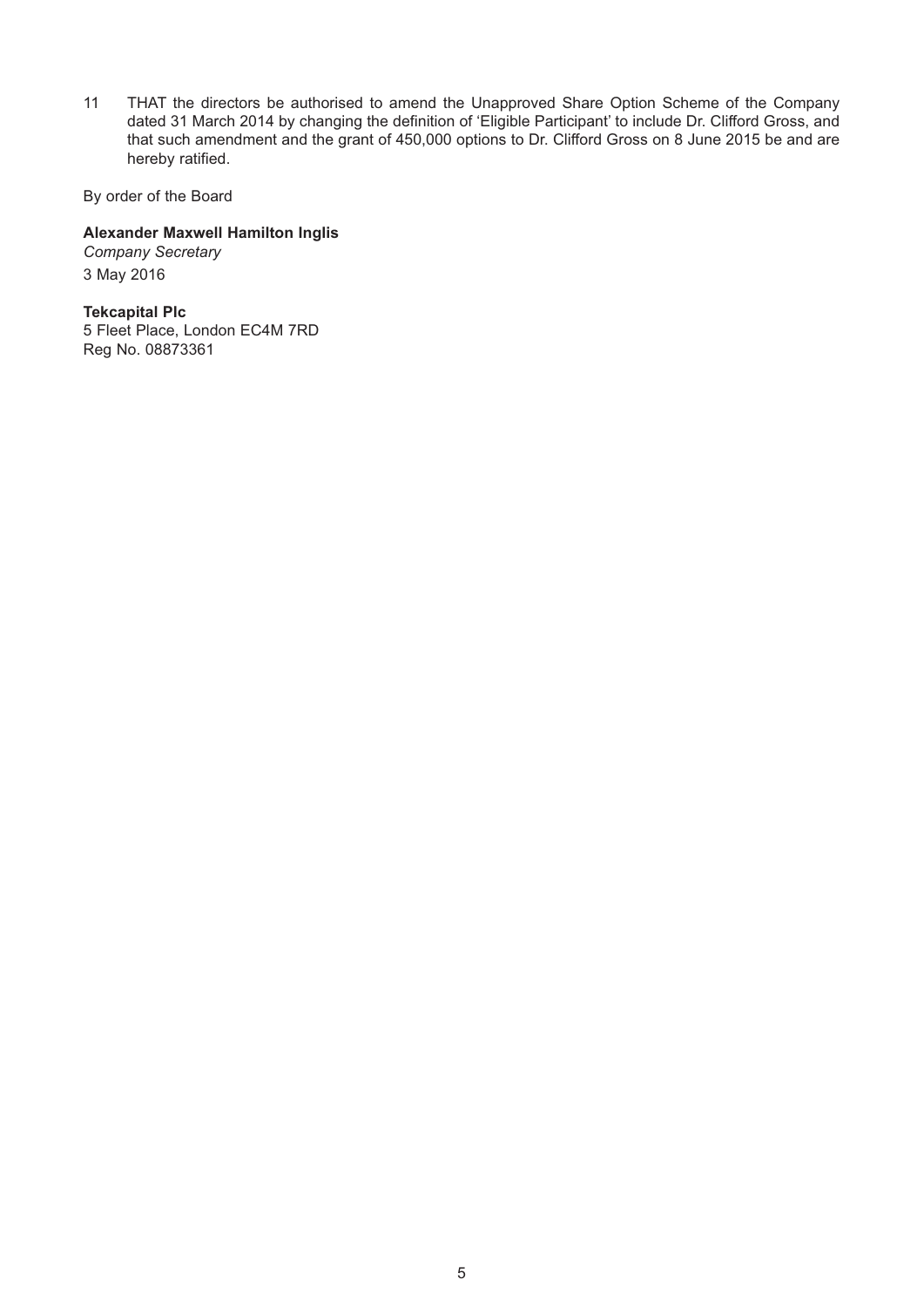11 THAT the directors be authorised to amend the Unapproved Share Option Scheme of the Company dated 31 March 2014 by changing the definition of 'Eligible Participant' to include Dr. Clifford Gross, and that such amendment and the grant of 450,000 options to Dr. Clifford Gross on 8 June 2015 be and are hereby ratified.

By order of the Board

**Alexander Maxwell Hamilton Inglis**
*Company Secretary*
3 May 2016

**Tekcapital Plc**
5 Fleet Place, London EC4M 7RD
Reg No. 08873361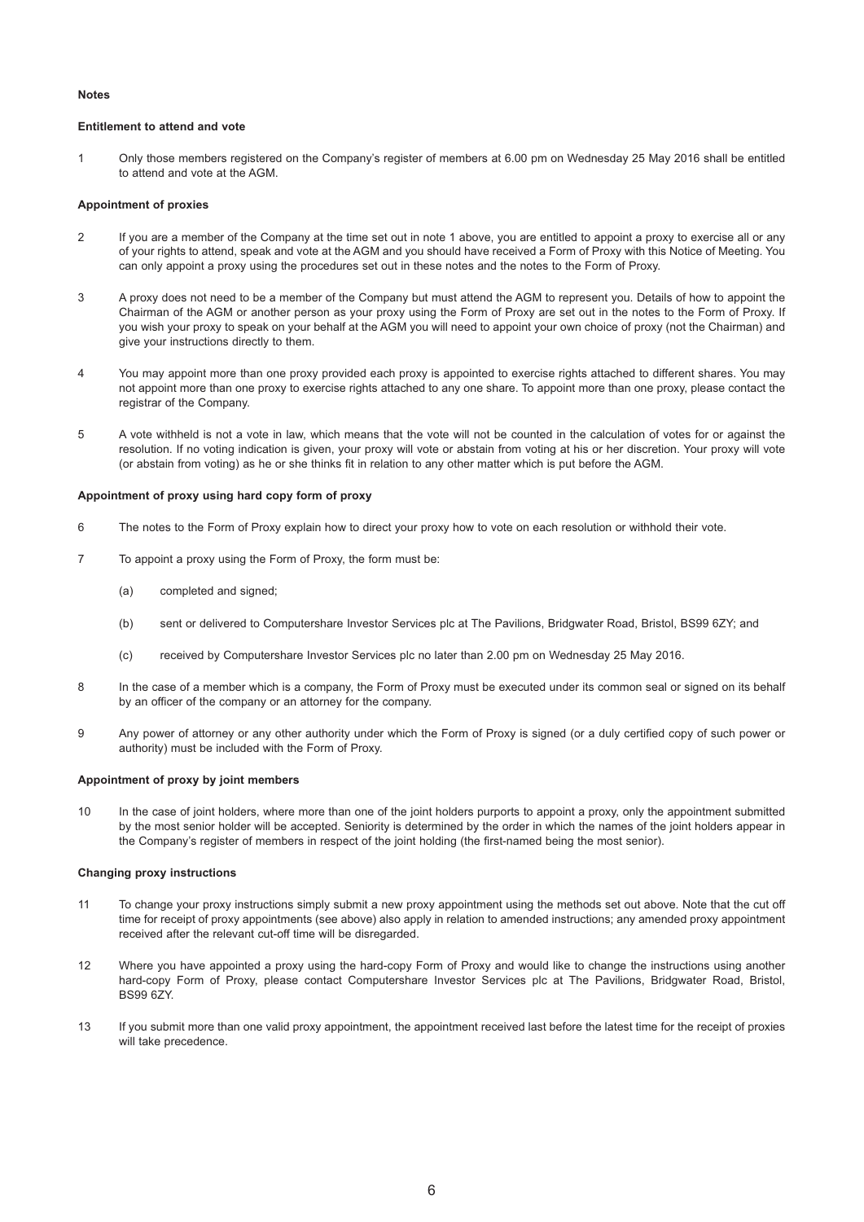## Notes

### Entitlement to attend and vote

1. Only those members registered on the Company's register of members at 6.00 pm on Wednesday 25 May 2016 shall be entitled to attend and vote at the AGM.

### Appointment of proxies

2. If you are a member of the Company at the time set out in note 1 above, you are entitled to appoint a proxy to exercise all or any of your rights to attend, speak and vote at the AGM and you should have received a Form of Proxy with this Notice of Meeting. You can only appoint a proxy using the procedures set out in these notes and the notes to the Form of Proxy.

3. A proxy does not need to be a member of the Company but must attend the AGM to represent you. Details of how to appoint the Chairman of the AGM or another person as your proxy using the Form of Proxy are set out in the notes to the Form of Proxy. If you wish your proxy to speak on your behalf at the AGM you will need to appoint your own choice of proxy (not the Chairman) and give your instructions directly to them.

4. You may appoint more than one proxy provided each proxy is appointed to exercise rights attached to different shares. You may not appoint more than one proxy to exercise rights attached to any one share. To appoint more than one proxy, please contact the registrar of the Company.

5. A vote withheld is not a vote in law, which means that the vote will not be counted in the calculation of votes for or against the resolution. If no voting indication is given, your proxy will vote or abstain from voting at his or her discretion. Your proxy will vote (or abstain from voting) as he or she thinks fit in relation to any other matter which is put before the AGM.

### Appointment of proxy using hard copy form of proxy

6. The notes to the Form of Proxy explain how to direct your proxy how to vote on each resolution or withhold their vote.

7. To appoint a proxy using the Form of Proxy, the form must be:

   (a) completed and signed;

   (b) sent or delivered to Computershare Investor Services plc at The Pavilions, Bridgwater Road, Bristol, BS99 6ZY; and

   (c) received by Computershare Investor Services plc no later than 2.00 pm on Wednesday 25 May 2016.

8. In the case of a member which is a company, the Form of Proxy must be executed under its common seal or signed on its behalf by an officer of the company or an attorney for the company.

9. Any power of attorney or any other authority under which the Form of Proxy is signed (or a duly certified copy of such power or authority) must be included with the Form of Proxy.

### Appointment of proxy by joint members

10. In the case of joint holders, where more than one of the joint holders purports to appoint a proxy, only the appointment submitted by the most senior holder will be accepted. Seniority is determined by the order in which the names of the joint holders appear in the Company's register of members in respect of the joint holding (the first-named being the most senior).

### Changing proxy instructions

11. To change your proxy instructions simply submit a new proxy appointment using the methods set out above. Note that the cut off time for receipt of proxy appointments (see above) also apply in relation to amended instructions; any amended proxy appointment received after the relevant cut-off time will be disregarded.

12. Where you have appointed a proxy using the hard-copy Form of Proxy and would like to change the instructions using another hard-copy Form of Proxy, please contact Computershare Investor Services plc at The Pavilions, Bridgwater Road, Bristol, BS99 6ZY.

13. If you submit more than one valid proxy appointment, the appointment received last before the latest time for the receipt of proxies will take precedence.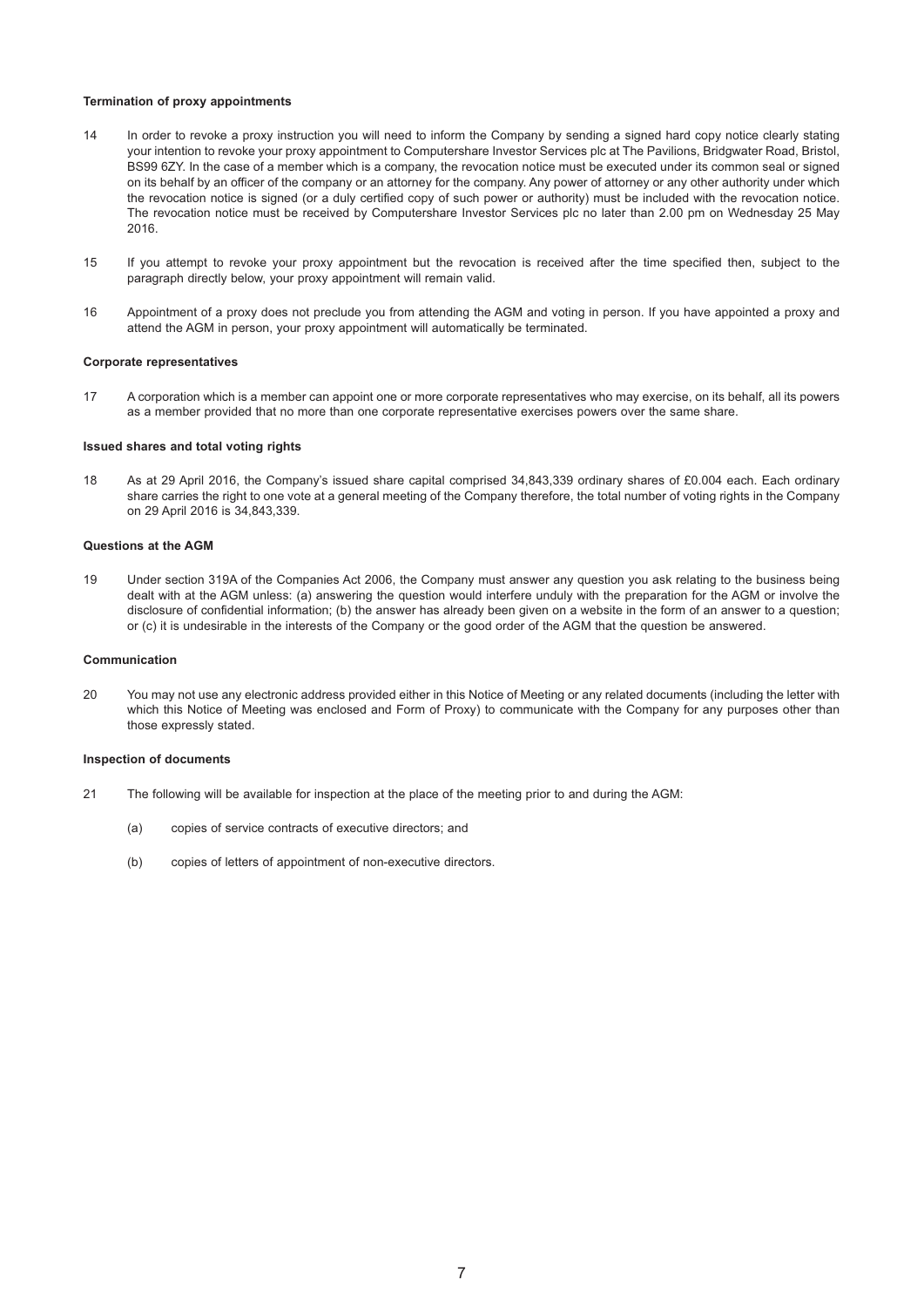**Termination of proxy appointments**

14 In order to revoke a proxy instruction you will need to inform the Company by sending a signed hard copy notice clearly stating your intention to revoke your proxy appointment to Computershare Investor Services plc at The Pavilions, Bridgwater Road, Bristol, BS99 6ZY. In the case of a member which is a company, the revocation notice must be executed under its common seal or signed on its behalf by an officer of the company or an attorney for the company. Any power of attorney or any other authority under which the revocation notice is signed (or a duly certified copy of such power or authority) must be included with the revocation notice. The revocation notice must be received by Computershare Investor Services plc no later than 2.00 pm on Wednesday 25 May 2016.

15 If you attempt to revoke your proxy appointment but the revocation is received after the time specified then, subject to the paragraph directly below, your proxy appointment will remain valid.

16 Appointment of a proxy does not preclude you from attending the AGM and voting in person. If you have appointed a proxy and attend the AGM in person, your proxy appointment will automatically be terminated.

**Corporate representatives**

17 A corporation which is a member can appoint one or more corporate representatives who may exercise, on its behalf, all its powers as a member provided that no more than one corporate representative exercises powers over the same share.

**Issued shares and total voting rights**

18 As at 29 April 2016, the Company's issued share capital comprised 34,843,339 ordinary shares of £0.004 each. Each ordinary share carries the right to one vote at a general meeting of the Company therefore, the total number of voting rights in the Company on 29 April 2016 is 34,843,339.

**Questions at the AGM**

19 Under section 319A of the Companies Act 2006, the Company must answer any question you ask relating to the business being dealt with at the AGM unless: (a) answering the question would interfere unduly with the preparation for the AGM or involve the disclosure of confidential information; (b) the answer has already been given on a website in the form of an answer to a question; or (c) it is undesirable in the interests of the Company or the good order of the AGM that the question be answered.

**Communication**

20 You may not use any electronic address provided either in this Notice of Meeting or any related documents (including the letter with which this Notice of Meeting was enclosed and Form of Proxy) to communicate with the Company for any purposes other than those expressly stated.

**Inspection of documents**

21 The following will be available for inspection at the place of the meeting prior to and during the AGM:

(a) copies of service contracts of executive directors; and

(b) copies of letters of appointment of non-executive directors.